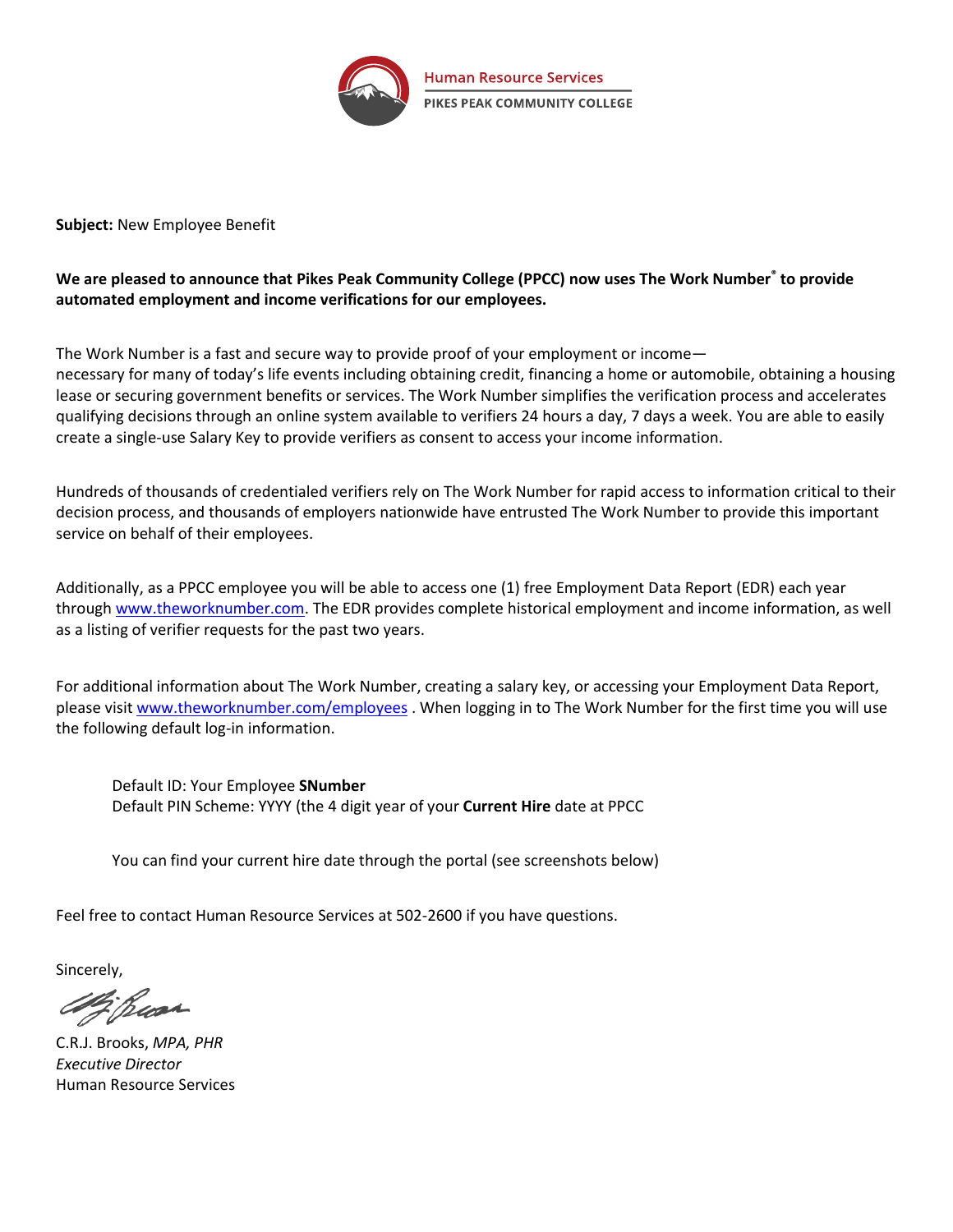Human Resource Services

PIKES PEAK COMMUNITY COLLEGE

**Subject:** New Employee Benefit

**We are pleased to announce that Pikes Peak Community College (PPCC) now uses The Work Number® to provide automated employment and income verifications for our employees.**

The Work Number is a fast and secure way to provide proof of your employment or income—necessary for many of today's life events including obtaining credit, financing a home or automobile, obtaining a housing lease or securing government benefits or services. The Work Number simplifies the verification process and accelerates qualifying decisions through an online system available to verifiers 24 hours a day, 7 days a week. You are able to easily create a single-use Salary Key to provide verifiers as consent to access your income information.

Hundreds of thousands of credentialed verifiers rely on The Work Number for rapid access to information critical to their decision process, and thousands of employers nationwide have entrusted The Work Number to provide this important service on behalf of their employees.

Additionally, as a PPCC employee you will be able to access one (1) free Employment Data Report (EDR) each year through [www.theworknumber.com](http://www.theworknumber.com). The EDR provides complete historical employment and income information, as well as a listing of verifier requests for the past two years.

For additional information about The Work Number, creating a salary key, or accessing your Employment Data Report, please visit [www.theworknumber.com/employees](http://www.theworknumber.com/employees) . When logging in to The Work Number for the first time you will use the following default log-in information.

> Default ID: Your Employee **SNumber**
> Default PIN Scheme: YYYY (the 4 digit year of your **Current Hire** date at PPCC
>
> You can find your current hire date through the portal (see screenshots below)

Feel free to contact Human Resource Services at 502-2600 if you have questions.

Sincerely,

C.R.J. Brooks, *MPA, PHR*
*Executive Director*
Human Resource Services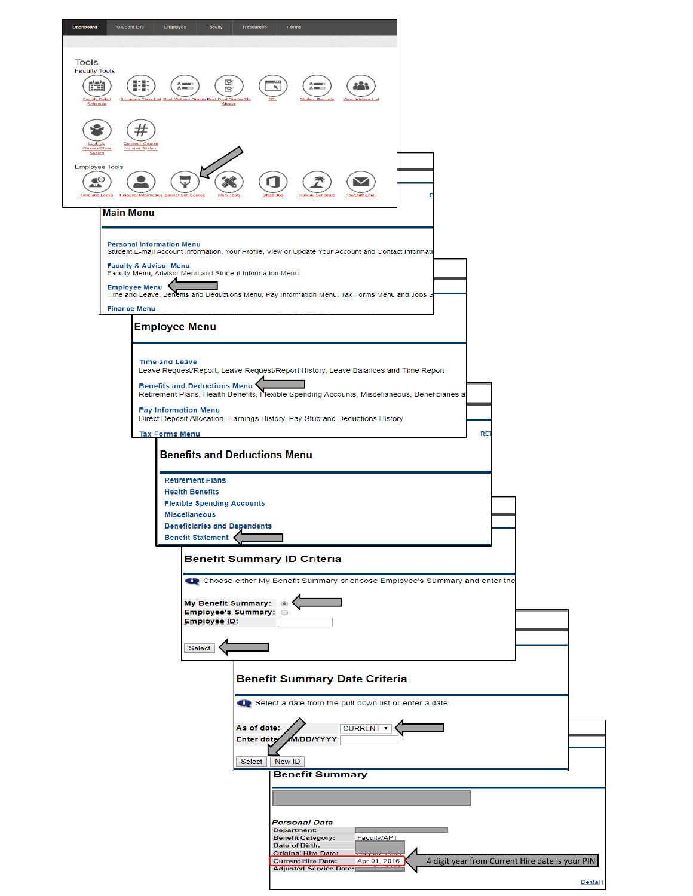Dashboard | Student Life | Employee | Faculty | Resources | Forms

Tools

Faculty Tools

Faculty Detail Schedule | Summary Class List | Post Midterm Grades | Post Final Grades/No Shows | D2L | Student Records | View Advisee List

Look Up Classes/Class Search | Common Course Number System

Employee Tools

Time and Leave | Personal Information | Banner Self Service | Work Tools | Office 365 | Holiday Schedule | Fac/Staff Email

## Main Menu

**Personal Information Menu**
Student E-mail Account Information, Your Profile, View or Update Your Account and Contact Informati

**Faculty & Advisor Menu**
Faculty Menu, Advisor Menu and Student Information Menu

**Employee Menu**
Time and Leave, Benefits and Deductions Menu, Pay Information Menu, Tax Forms Menu and Jobs S

**Finance Menu**

## Employee Menu

**Time and Leave**
Leave Request/Report, Leave Request/Report History, Leave Balances and Time Report

**Benefits and Deductions Menu**
Retirement Plans, Health Benefits, Flexible Spending Accounts, Miscellaneous, Beneficiaries a

**Pay Information Menu**
Direct Deposit Allocation, Earnings History, Pay Stub and Deductions History

**Tax Forms Menu**

## Benefits and Deductions Menu

- Retirement Plans
- Health Benefits
- Flexible Spending Accounts
- Miscellaneous
- Beneficiaries and Dependents
- Benefit Statement

## Benefit Summary ID Criteria

Choose either My Benefit Summary or choose Employee's Summary and enter the

My Benefit Summary:
Employee's Summary:
Employee ID:

Select

## Benefit Summary Date Criteria

Select a date from the pull-down list or enter a date.

As of date: CURRENT
Enter date MM/DD/YYYY

Select | New ID

## Benefit Summary

*Personal Data*

| | |
|---|---|
| Department: | |
| Benefit Category: | Faculty/APT |
| Date of Birth: | |
| Original Hire Date: | |
| Current Hire Date: | Apr 01, 2016 |
| Adjusted Service Date: | |

4 digit year from Current Hire date is your PIN

Dental